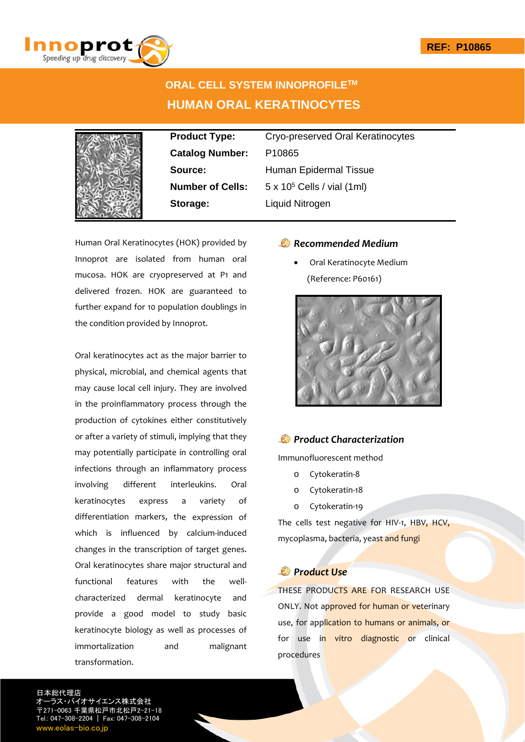REF: P10865

# ORAL CELL SYSTEM INNOPROFILE™

# HUMAN ORAL KERATINOCYTES

| | |
|---|---|
| **Product Type:** | Cryo-preserved Oral Keratinocytes |
| **Catalog Number:** | P10865 |
| **Source:** | Human Epidermal Tissue |
| **Number of Cells:** | 5 x $10^5$ Cells / vial (1ml) |
| **Storage:** | Liquid Nitrogen |

Human Oral Keratinocytes (HOK) provided by Innoprot are isolated from human oral mucosa. HOK are cryopreserved at P1 and delivered frozen. HOK are guaranteed to further expand for 10 population doublings in the condition provided by Innoprot.

Oral keratinocytes act as the major barrier to physical, microbial, and chemical agents that may cause local cell injury. They are involved in the proinflammatory process through the production of cytokines either constitutively or after a variety of stimuli, implying that they may potentially participate in controlling oral infections through an inflammatory process involving different interleukins. Oral keratinocytes express a variety of differentiation markers, the expression of which is influenced by calcium-induced changes in the transcription of target genes. Oral keratinocytes share major structural and functional features with the well-characterized dermal keratinocyte and provide a good model to study basic keratinocyte biology as well as processes of immortalization and malignant transformation.

## *Recommended Medium*

- Oral Keratinocyte Medium (Reference: P60161)

## *Product Characterization*

Immunofluorescent method

- Cytokeratin-8
- Cytokeratin-18
- Cytokeratin-19

The cells test negative for HIV-1, HBV, HCV, mycoplasma, bacteria, yeast and fungi

## *Product Use*

THESE PRODUCTS ARE FOR RESEARCH USE ONLY. Not approved for human or veterinary use, for application to humans or animals, or for use in vitro diagnostic or clinical procedures

日本総代理店
オーラス・バイオサイエンス株式会社
〒271-0063 千葉県松戸市北松戸2-21-18
Tel.: 047-308-2204 | Fax: 047-308-2104
www.eolas-bio.co.jp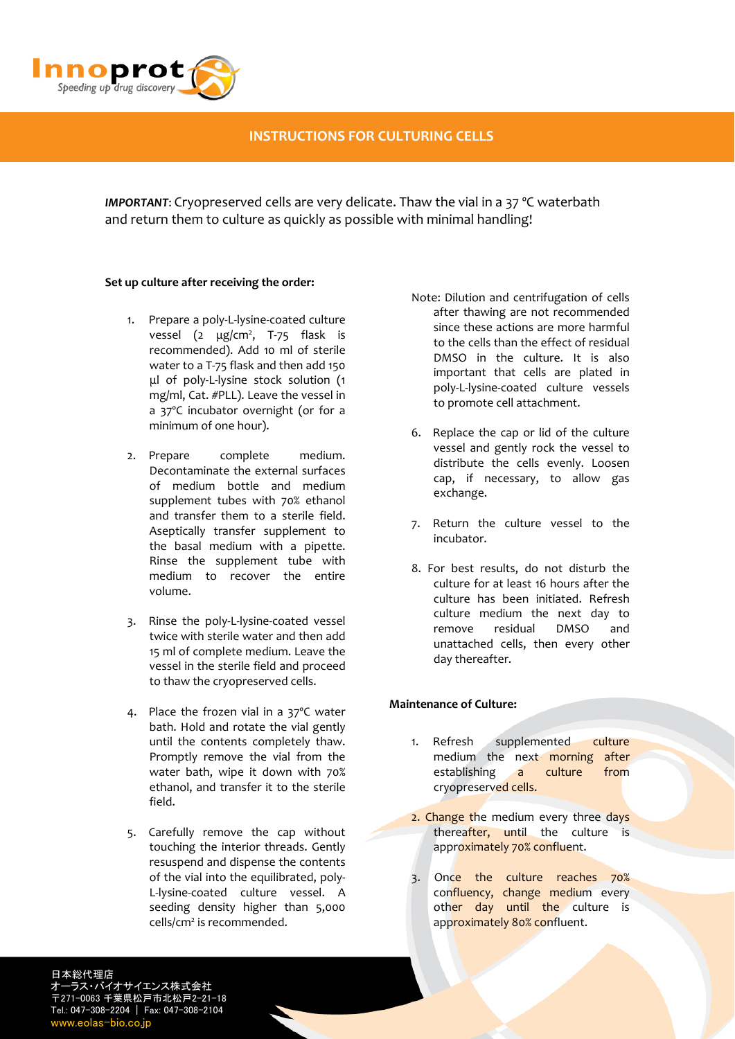## INSTRUCTIONS FOR CULTURING CELLS

***IMPORTANT***: Cryopreserved cells are very delicate. Thaw the vial in a 37 °C waterbath and return them to culture as quickly as possible with minimal handling!

**Set up culture after receiving the order:**

1. Prepare a poly-L-lysine-coated culture vessel (2 μg/cm², T-75 flask is recommended). Add 10 ml of sterile water to a T-75 flask and then add 150 μl of poly-L-lysine stock solution (1 mg/ml, Cat. #PLL). Leave the vessel in a 37°C incubator overnight (or for a minimum of one hour).

2. Prepare complete medium. Decontaminate the external surfaces of medium bottle and medium supplement tubes with 70% ethanol and transfer them to a sterile field. Aseptically transfer supplement to the basal medium with a pipette. Rinse the supplement tube with medium to recover the entire volume.

3. Rinse the poly-L-lysine-coated vessel twice with sterile water and then add 15 ml of complete medium. Leave the vessel in the sterile field and proceed to thaw the cryopreserved cells.

4. Place the frozen vial in a 37°C water bath. Hold and rotate the vial gently until the contents completely thaw. Promptly remove the vial from the water bath, wipe it down with 70% ethanol, and transfer it to the sterile field.

5. Carefully remove the cap without touching the interior threads. Gently resuspend and dispense the contents of the vial into the equilibrated, poly-L-lysine-coated culture vessel. A seeding density higher than 5,000 cells/cm² is recommended.

   Note: Dilution and centrifugation of cells after thawing are not recommended since these actions are more harmful to the cells than the effect of residual DMSO in the culture. It is also important that cells are plated in poly-L-lysine-coated culture vessels to promote cell attachment.

6. Replace the cap or lid of the culture vessel and gently rock the vessel to distribute the cells evenly. Loosen cap, if necessary, to allow gas exchange.

7. Return the culture vessel to the incubator.

8. For best results, do not disturb the culture for at least 16 hours after the culture has been initiated. Refresh culture medium the next day to remove residual DMSO and unattached cells, then every other day thereafter.

**Maintenance of Culture:**

1. Refresh supplemented culture medium the next morning after establishing a culture from cryopreserved cells.

2. Change the medium every three days thereafter, until the culture is approximately 70% confluent.

3. Once the culture reaches 70% confluency, change medium every other day until the culture is approximately 80% confluent.

日本総代理店
オーラス・バイオサイエンス株式会社
〒271-0063 千葉県松戸市北松戸2-21-18
Tel.: 047-308-2204 | Fax: 047-308-2104
www.eolas-bio.co.jp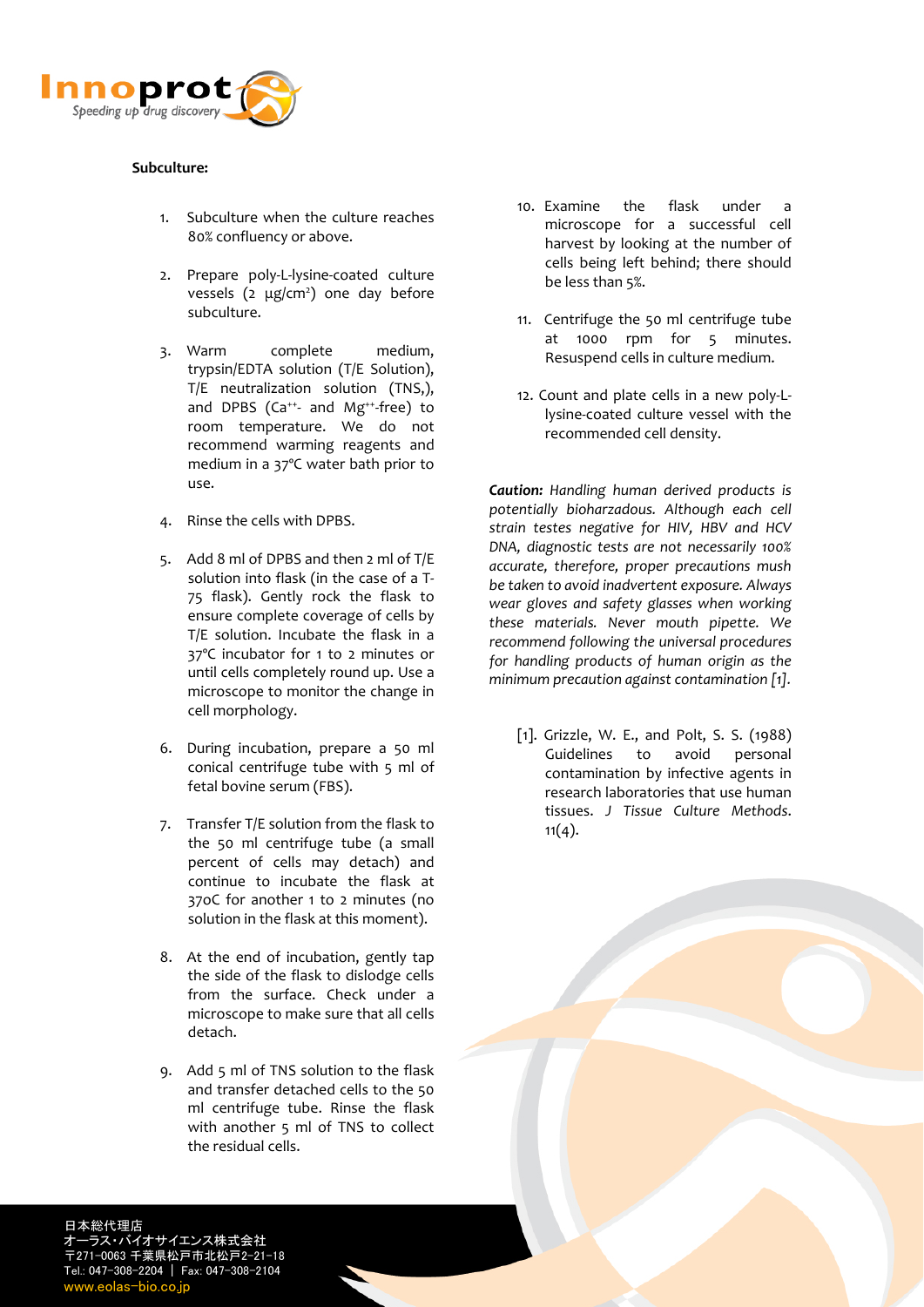**Subculture:**

1. Subculture when the culture reaches 80% confluency or above.

2. Prepare poly-L-lysine-coated culture vessels (2 μg/cm²) one day before subculture.

3. Warm complete medium, trypsin/EDTA solution (T/E Solution), T/E neutralization solution (TNS,), and DPBS ($Ca^{++}$- and $Mg^{++}$-free) to room temperature. We do not recommend warming reagents and medium in a 37°C water bath prior to use.

4. Rinse the cells with DPBS.

5. Add 8 ml of DPBS and then 2 ml of T/E solution into flask (in the case of a T-75 flask). Gently rock the flask to ensure complete coverage of cells by T/E solution. Incubate the flask in a 37°C incubator for 1 to 2 minutes or until cells completely round up. Use a microscope to monitor the change in cell morphology.

6. During incubation, prepare a 50 ml conical centrifuge tube with 5 ml of fetal bovine serum (FBS).

7. Transfer T/E solution from the flask to the 50 ml centrifuge tube (a small percent of cells may detach) and continue to incubate the flask at 370C for another 1 to 2 minutes (no solution in the flask at this moment).

8. At the end of incubation, gently tap the side of the flask to dislodge cells from the surface. Check under a microscope to make sure that all cells detach.

9. Add 5 ml of TNS solution to the flask and transfer detached cells to the 50 ml centrifuge tube. Rinse the flask with another 5 ml of TNS to collect the residual cells.

10. Examine the flask under a microscope for a successful cell harvest by looking at the number of cells being left behind; there should be less than 5%.

11. Centrifuge the 50 ml centrifuge tube at 1000 rpm for 5 minutes. Resuspend cells in culture medium.

12. Count and plate cells in a new poly-L-lysine-coated culture vessel with the recommended cell density.

***Caution:*** *Handling human derived products is potentially biohazardous. Although each cell strain testes negative for HIV, HBV and HCV DNA, diagnostic tests are not necessarily 100% accurate, therefore, proper precautions mush be taken to avoid inadvertent exposure. Always wear gloves and safety glasses when working these materials. Never mouth pipette. We recommend following the universal procedures for handling products of human origin as the minimum precaution against contamination [1].*

[1]. Grizzle, W. E., and Polt, S. S. (1988) Guidelines to avoid personal contamination by infective agents in research laboratories that use human tissues. *J Tissue Culture Methods*. 11(4).

日本総代理店
オーラス・バイオサイエンス株式会社
〒271-0063 千葉県松戸市北松戸2-21-18
Tel.: 047-308-2204 | Fax: 047-308-2104
www.eolas-bio.co.jp